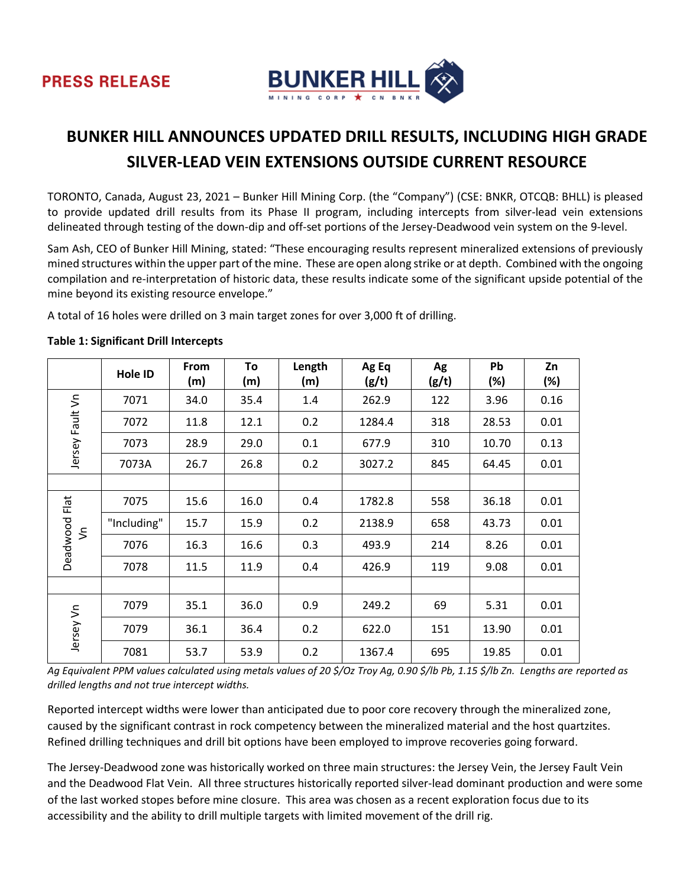PRESS RELEASE

# BUNKER HILL ANNOUNCES UPDATED DRILL RESULTS, INCLUDING HIGH GRADE SILVER-LEAD VEIN EXTENSIONS OUTSIDE CURRENT RESOURCE

TORONTO, Canada, August 23, 2021 – Bunker Hill Mining Corp. (the "Company") (CSE: BNKR, OTCQB: BHLL) is pleased to provide updated drill results from its Phase II program, including intercepts from silver-lead vein extensions delineated through testing of the down-dip and off-set portions of the Jersey-Deadwood vein system on the 9-level.

Sam Ash, CEO of Bunker Hill Mining, stated: "These encouraging results represent mineralized extensions of previously mined structures within the upper part of the mine. These are open along strike or at depth. Combined with the ongoing compilation and re-interpretation of historic data, these results indicate some of the significant upside potential of the mine beyond its existing resource envelope."

A total of 16 holes were drilled on 3 main target zones for over 3,000 ft of drilling.

**Table 1: Significant Drill Intercepts**

| | Hole ID | From (m) | To (m) | Length (m) | Ag Eq (g/t) | Ag (g/t) | Pb (%) | Zn (%) |
|---|---|---|---|---|---|---|---|---|
| Jersey Fault Vn | 7071 | 34.0 | 35.4 | 1.4 | 262.9 | 122 | 3.96 | 0.16 |
| | 7072 | 11.8 | 12.1 | 0.2 | 1284.4 | 318 | 28.53 | 0.01 |
| | 7073 | 28.9 | 29.0 | 0.1 | 677.9 | 310 | 10.70 | 0.13 |
| | 7073A | 26.7 | 26.8 | 0.2 | 3027.2 | 845 | 64.45 | 0.01 |
| | | | | | | | | |
| Deadwood Flat Vn | 7075 | 15.6 | 16.0 | 0.4 | 1782.8 | 558 | 36.18 | 0.01 |
| | "Including" | 15.7 | 15.9 | 0.2 | 2138.9 | 658 | 43.73 | 0.01 |
| | 7076 | 16.3 | 16.6 | 0.3 | 493.9 | 214 | 8.26 | 0.01 |
| | 7078 | 11.5 | 11.9 | 0.4 | 426.9 | 119 | 9.08 | 0.01 |
| | | | | | | | | |
| Jersey Vn | 7079 | 35.1 | 36.0 | 0.9 | 249.2 | 69 | 5.31 | 0.01 |
| | 7079 | 36.1 | 36.4 | 0.2 | 622.0 | 151 | 13.90 | 0.01 |
| | 7081 | 53.7 | 53.9 | 0.2 | 1367.4 | 695 | 19.85 | 0.01 |

*Ag Equivalent PPM values calculated using metals values of 20 $/Oz Troy Ag, 0.90 $/lb Pb, 1.15 $/lb Zn. Lengths are reported as drilled lengths and not true intercept widths.*

Reported intercept widths were lower than anticipated due to poor core recovery through the mineralized zone, caused by the significant contrast in rock competency between the mineralized material and the host quartzites. Refined drilling techniques and drill bit options have been employed to improve recoveries going forward.

The Jersey-Deadwood zone was historically worked on three main structures: the Jersey Vein, the Jersey Fault Vein and the Deadwood Flat Vein. All three structures historically reported silver-lead dominant production and were some of the last worked stopes before mine closure. This area was chosen as a recent exploration focus due to its accessibility and the ability to drill multiple targets with limited movement of the drill rig.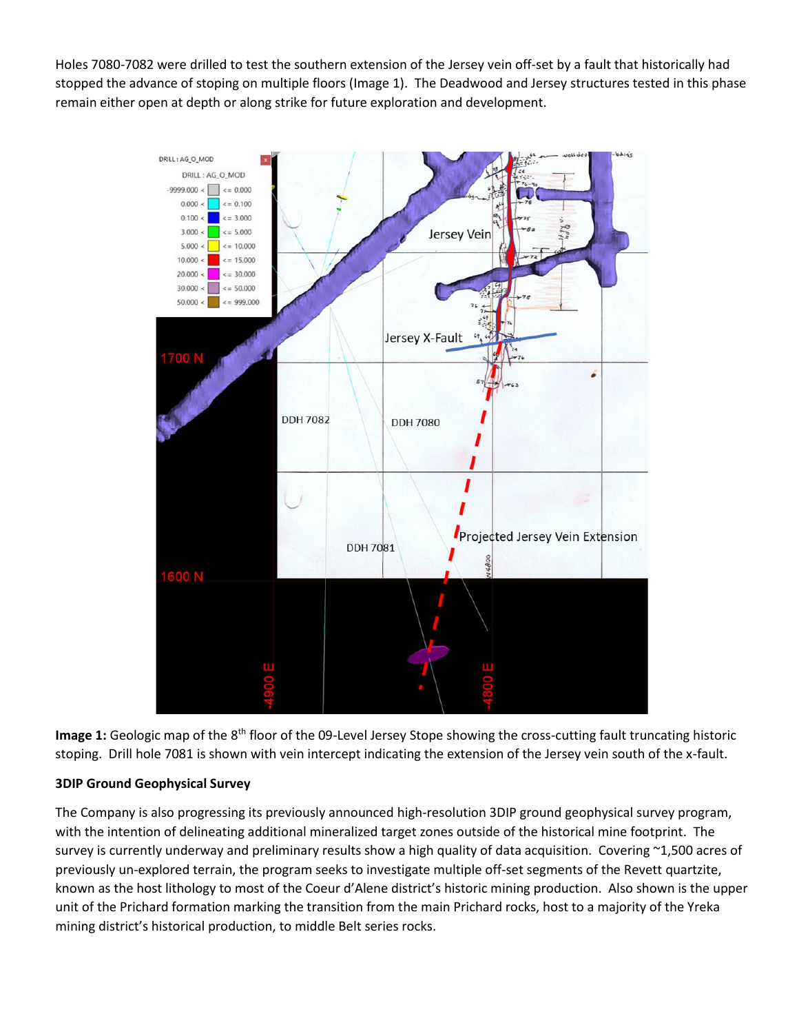Holes 7080-7082 were drilled to test the southern extension of the Jersey vein off-set by a fault that historically had stopped the advance of stoping on multiple floors (Image 1). The Deadwood and Jersey structures tested in this phase remain either open at depth or along strike for future exploration and development.

**Image 1:** Geologic map of the 8th floor of the 09-Level Jersey Stope showing the cross-cutting fault truncating historic stoping. Drill hole 7081 is shown with vein intercept indicating the extension of the Jersey vein south of the x-fault.

**3DIP Ground Geophysical Survey**

The Company is also progressing its previously announced high-resolution 3DIP ground geophysical survey program, with the intention of delineating additional mineralized target zones outside of the historical mine footprint. The survey is currently underway and preliminary results show a high quality of data acquisition. Covering ~1,500 acres of previously un-explored terrain, the program seeks to investigate multiple off-set segments of the Revett quartzite, known as the host lithology to most of the Coeur d'Alene district's historic mining production. Also shown is the upper unit of the Prichard formation marking the transition from the main Prichard rocks, host to a majority of the Yreka mining district's historical production, to middle Belt series rocks.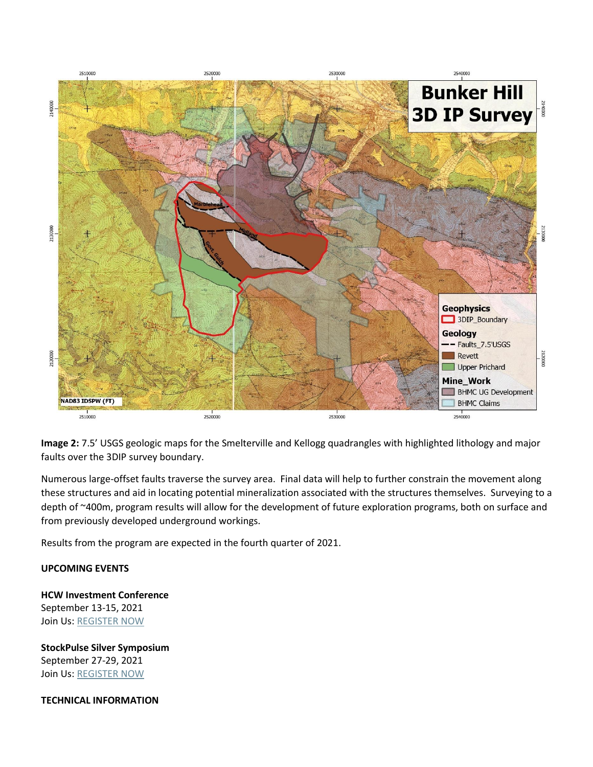**Image 2:** 7.5' USGS geologic maps for the Smelterville and Kellogg quadrangles with highlighted lithology and major faults over the 3DIP survey boundary.

Numerous large-offset faults traverse the survey area. Final data will help to further constrain the movement along these structures and aid in locating potential mineralization associated with the structures themselves. Surveying to a depth of ~400m, program results will allow for the development of future exploration programs, both on surface and from previously developed underground workings.

Results from the program are expected in the fourth quarter of 2021.

**UPCOMING EVENTS**

**HCW Investment Conference**
September 13-15, 2021
Join Us: REGISTER NOW

**StockPulse Silver Symposium**
September 27-29, 2021
Join Us: REGISTER NOW

**TECHNICAL INFORMATION**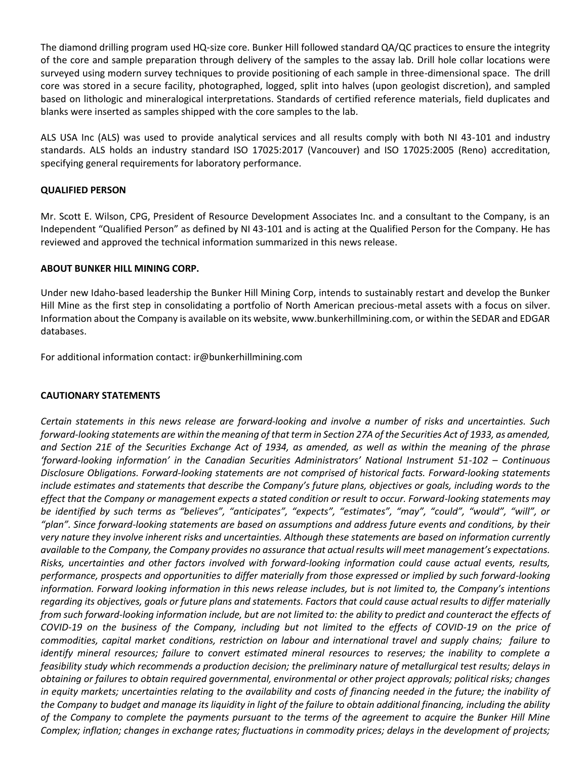The diamond drilling program used HQ-size core. Bunker Hill followed standard QA/QC practices to ensure the integrity of the core and sample preparation through delivery of the samples to the assay lab. Drill hole collar locations were surveyed using modern survey techniques to provide positioning of each sample in three-dimensional space. The drill core was stored in a secure facility, photographed, logged, split into halves (upon geologist discretion), and sampled based on lithologic and mineralogical interpretations. Standards of certified reference materials, field duplicates and blanks were inserted as samples shipped with the core samples to the lab.

ALS USA Inc (ALS) was used to provide analytical services and all results comply with both NI 43-101 and industry standards. ALS holds an industry standard ISO 17025:2017 (Vancouver) and ISO 17025:2005 (Reno) accreditation, specifying general requirements for laboratory performance.

**QUALIFIED PERSON**

Mr. Scott E. Wilson, CPG, President of Resource Development Associates Inc. and a consultant to the Company, is an Independent "Qualified Person" as defined by NI 43-101 and is acting at the Qualified Person for the Company. He has reviewed and approved the technical information summarized in this news release.

**ABOUT BUNKER HILL MINING CORP.**

Under new Idaho-based leadership the Bunker Hill Mining Corp, intends to sustainably restart and develop the Bunker Hill Mine as the first step in consolidating a portfolio of North American precious-metal assets with a focus on silver. Information about the Company is available on its website, www.bunkerhillmining.com, or within the SEDAR and EDGAR databases.

For additional information contact: ir@bunkerhillmining.com

**CAUTIONARY STATEMENTS**

*Certain statements in this news release are forward-looking and involve a number of risks and uncertainties. Such forward-looking statements are within the meaning of that term in Section 27A of the Securities Act of 1933, as amended, and Section 21E of the Securities Exchange Act of 1934, as amended, as well as within the meaning of the phrase 'forward-looking information' in the Canadian Securities Administrators' National Instrument 51-102 – Continuous Disclosure Obligations. Forward-looking statements are not comprised of historical facts. Forward-looking statements include estimates and statements that describe the Company's future plans, objectives or goals, including words to the effect that the Company or management expects a stated condition or result to occur. Forward-looking statements may be identified by such terms as "believes", "anticipates", "expects", "estimates", "may", "could", "would", "will", or "plan". Since forward-looking statements are based on assumptions and address future events and conditions, by their very nature they involve inherent risks and uncertainties. Although these statements are based on information currently available to the Company, the Company provides no assurance that actual results will meet management's expectations. Risks, uncertainties and other factors involved with forward-looking information could cause actual events, results, performance, prospects and opportunities to differ materially from those expressed or implied by such forward-looking information. Forward looking information in this news release includes, but is not limited to, the Company's intentions regarding its objectives, goals or future plans and statements. Factors that could cause actual results to differ materially from such forward-looking information include, but are not limited to: the ability to predict and counteract the effects of COVID-19 on the business of the Company, including but not limited to the effects of COVID-19 on the price of commodities, capital market conditions, restriction on labour and international travel and supply chains; failure to identify mineral resources; failure to convert estimated mineral resources to reserves; the inability to complete a feasibility study which recommends a production decision; the preliminary nature of metallurgical test results; delays in obtaining or failures to obtain required governmental, environmental or other project approvals; political risks; changes in equity markets; uncertainties relating to the availability and costs of financing needed in the future; the inability of the Company to budget and manage its liquidity in light of the failure to obtain additional financing, including the ability of the Company to complete the payments pursuant to the terms of the agreement to acquire the Bunker Hill Mine Complex; inflation; changes in exchange rates; fluctuations in commodity prices; delays in the development of projects;*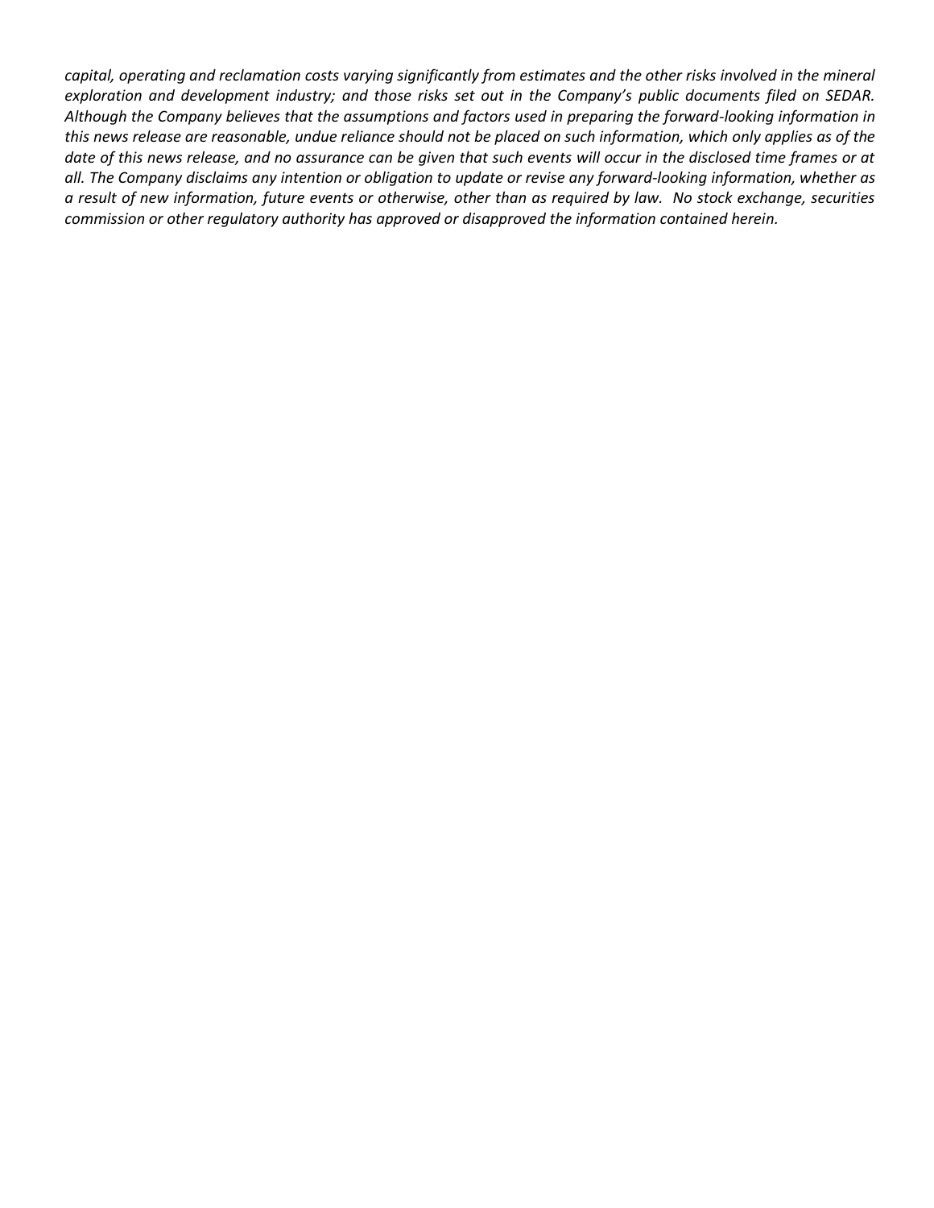*capital, operating and reclamation costs varying significantly from estimates and the other risks involved in the mineral exploration and development industry; and those risks set out in the Company's public documents filed on SEDAR. Although the Company believes that the assumptions and factors used in preparing the forward-looking information in this news release are reasonable, undue reliance should not be placed on such information, which only applies as of the date of this news release, and no assurance can be given that such events will occur in the disclosed time frames or at all. The Company disclaims any intention or obligation to update or revise any forward-looking information, whether as a result of new information, future events or otherwise, other than as required by law. No stock exchange, securities commission or other regulatory authority has approved or disapproved the information contained herein.*